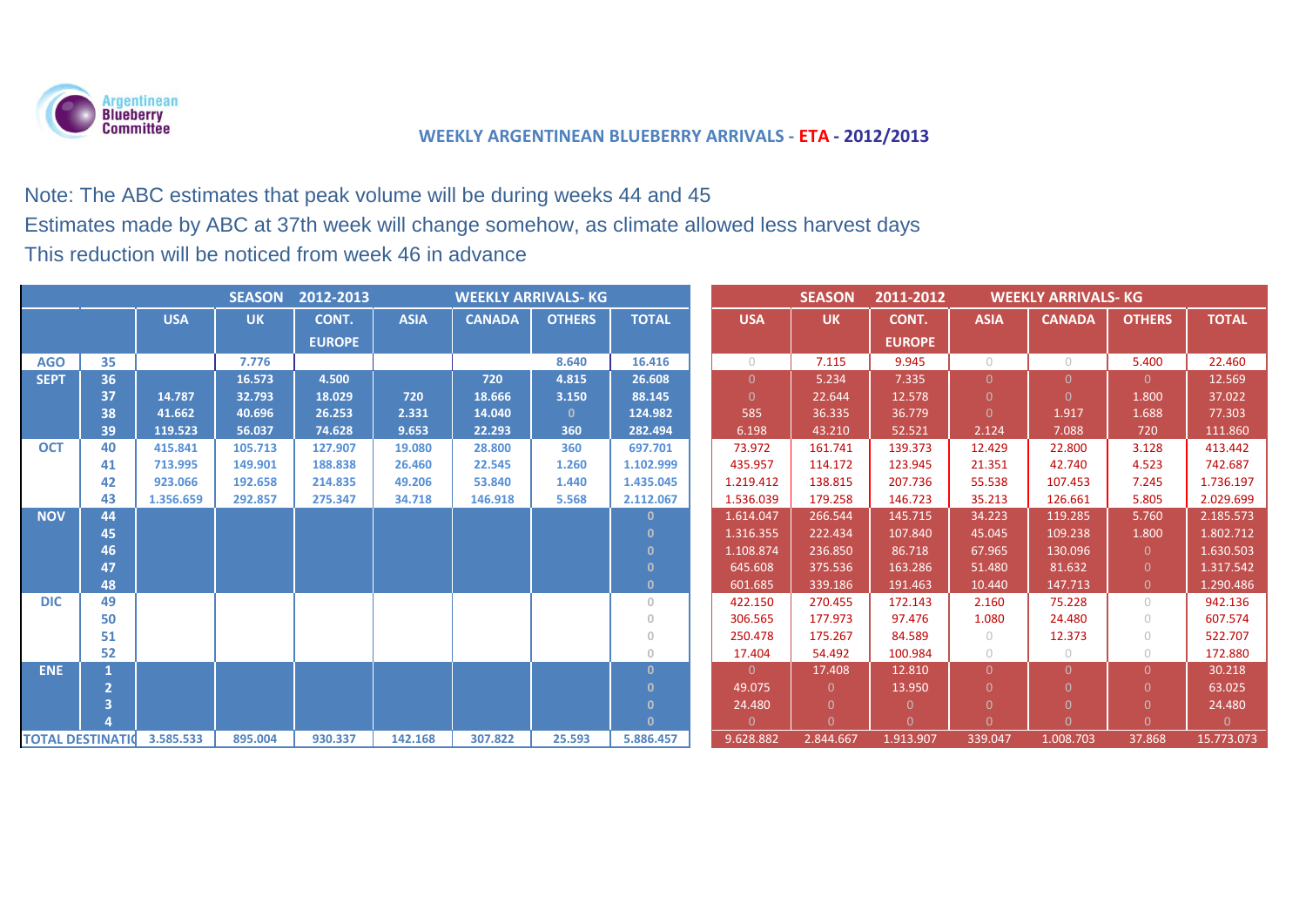Argentinean Blueberry Committee

## WEEKLY ARGENTINEAN BLUEBERRY ARRIVALS - ETA - 2012/2013

Note: The ABC estimates that peak volume will be during weeks 44 and 45

Estimates made by ABC at 37th week will change somehow, as climate allowed less harvest days

This reduction will be noticed from week 46 in advance

| | | SEASON 2012-2013 WEEKLY ARRIVALS- KG | | | | | | | SEASON 2011-2012 WEEKLY ARRIVALS- KG | | | | | | |
|---|---|---|---|---|---|---|---|---|---|---|---|---|---|---|---|
| | | USA | UK | CONT. EUROPE | ASIA | CANADA | OTHERS | TOTAL | USA | UK | CONT. EUROPE | ASIA | CANADA | OTHERS | TOTAL |
| AGO | 35 | | 7.776 | | | | 8.640 | 16.416 | 0 | 7.115 | 9.945 | 0 | 0 | 5.400 | 22.460 |
| SEPT | 36 | | 16.573 | 4.500 | | 720 | 4.815 | 26.608 | 0 | 5.234 | 7.335 | 0 | 0 | 0 | 12.569 |
| | 37 | 14.787 | 32.793 | 18.029 | 720 | 18.666 | 3.150 | 88.145 | 0 | 22.644 | 12.578 | 0 | 0 | 1.800 | 37.022 |
| | 38 | 41.662 | 40.696 | 26.253 | 2.331 | 14.040 | 0 | 124.982 | 585 | 36.335 | 36.779 | 0 | 1.917 | 1.688 | 77.303 |
| | 39 | 119.523 | 56.037 | 74.628 | 9.653 | 22.293 | 360 | 282.494 | 6.198 | 43.210 | 52.521 | 2.124 | 7.088 | 720 | 111.860 |
| OCT | 40 | 415.841 | 105.713 | 127.907 | 19.080 | 28.800 | 360 | 697.701 | 73.972 | 161.741 | 139.373 | 12.429 | 22.800 | 3.128 | 413.442 |
| | 41 | 713.995 | 149.901 | 188.838 | 26.460 | 22.545 | 1.260 | 1.102.999 | 435.957 | 114.172 | 123.945 | 21.351 | 42.740 | 4.523 | 742.687 |
| | 42 | 923.066 | 192.658 | 214.835 | 49.206 | 53.840 | 1.440 | 1.435.045 | 1.219.412 | 138.815 | 207.736 | 55.538 | 107.453 | 7.245 | 1.736.197 |
| | 43 | 1.356.659 | 292.857 | 275.347 | 34.718 | 146.918 | 5.568 | 2.112.067 | 1.536.039 | 179.258 | 146.723 | 35.213 | 126.661 | 5.805 | 2.029.699 |
| NOV | 44 | | | | | | | 0 | 1.614.047 | 266.544 | 145.715 | 34.223 | 119.285 | 5.760 | 2.185.573 |
| | 45 | | | | | | | 0 | 1.316.355 | 222.434 | 107.840 | 45.045 | 109.238 | 1.800 | 1.802.712 |
| | 46 | | | | | | | 0 | 1.108.874 | 236.850 | 86.718 | 67.965 | 130.096 | 0 | 1.630.503 |
| | 47 | | | | | | | 0 | 645.608 | 375.536 | 163.286 | 51.480 | 81.632 | 0 | 1.317.542 |
| | 48 | | | | | | | 0 | 601.685 | 339.186 | 191.463 | 10.440 | 147.713 | 0 | 1.290.486 |
| DIC | 49 | | | | | | | 0 | 422.150 | 270.455 | 172.143 | 2.160 | 75.228 | 0 | 942.136 |
| | 50 | | | | | | | 0 | 306.565 | 177.973 | 97.476 | 1.080 | 24.480 | 0 | 607.574 |
| | 51 | | | | | | | 0 | 250.478 | 175.267 | 84.589 | 0 | 12.373 | 0 | 522.707 |
| | 52 | | | | | | | 0 | 17.404 | 54.492 | 100.984 | 0 | 0 | 0 | 172.880 |
| ENE | 1 | | | | | | | 0 | 0 | 17.408 | 12.810 | 0 | 0 | 0 | 30.218 |
| | 2 | | | | | | | 0 | 49.075 | 0 | 13.950 | 0 | 0 | 0 | 63.025 |
| | 3 | | | | | | | 0 | 24.480 | 0 | 0 | 0 | 0 | 0 | 24.480 |
| | 4 | | | | | | | 0 | 0 | 0 | 0 | 0 | 0 | 0 | 0 |
| TOTAL DESTINATIO | | 3.585.533 | 895.004 | 930.337 | 142.168 | 307.822 | 25.593 | 5.886.457 | 9.628.882 | 2.844.667 | 1.913.907 | 339.047 | 1.008.703 | 37.868 | 15.773.073 |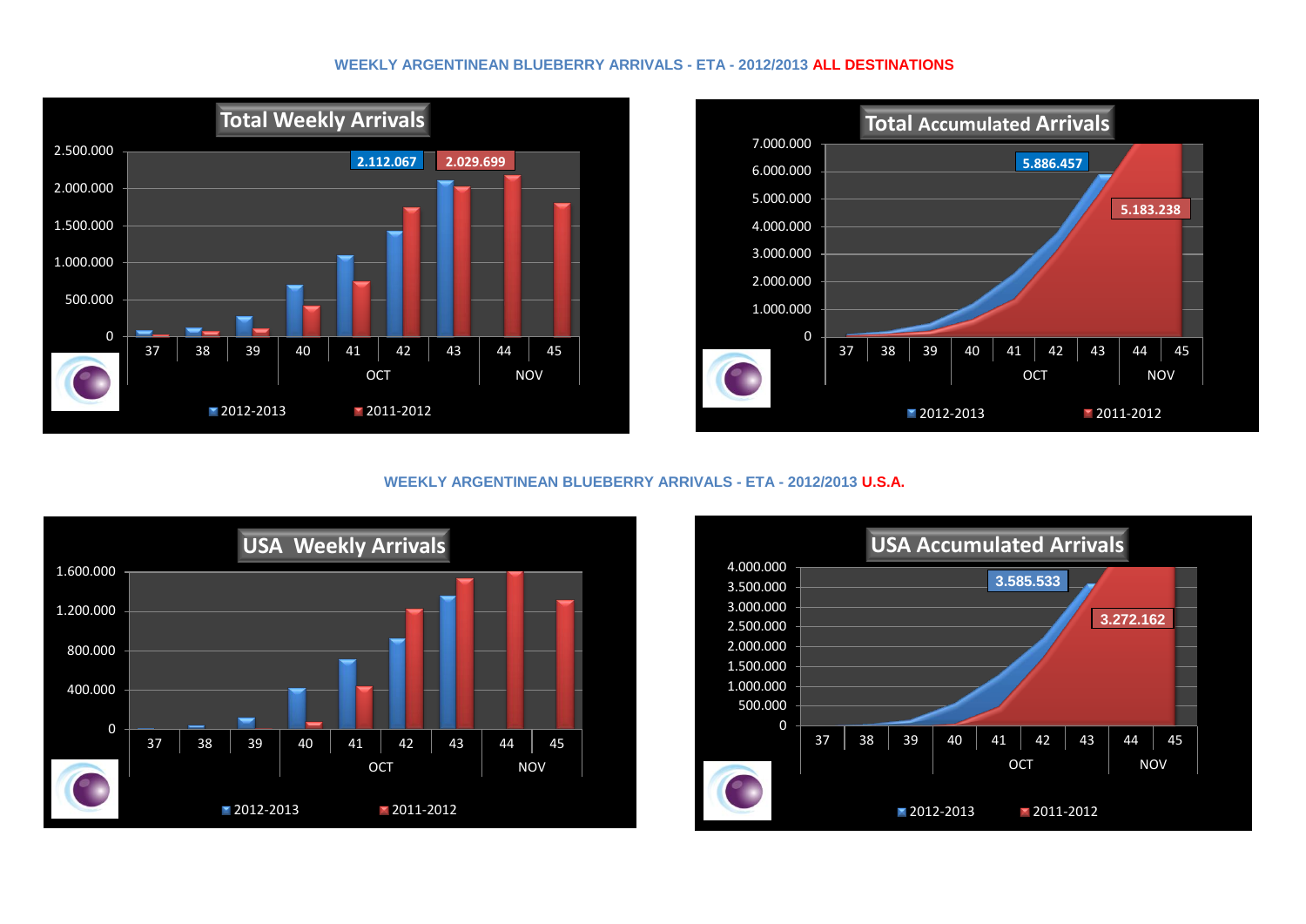## WEEKLY ARGENTINEAN BLUEBERRY ARRIVALS - ETA - 2012/2013 ALL DESTINATIONS

**Total Weekly Arrivals**

2.112.067 | 2.029.699

Weeks: 37, 38, 39, 40, 41, 42, 43 (OCT), 44, 45 (NOV)

2012-2013 | 2011-2012

**Total Accumulated Arrivals**

5.886.457 | 5.183.238

Weeks: 37, 38, 39, 40, 41, 42, 43 (OCT), 44, 45 (NOV)

2012-2013 | 2011-2012

## WEEKLY ARGENTINEAN BLUEBERRY ARRIVALS - ETA - 2012/2013 U.S.A.

**USA Weekly Arrivals**

Weeks: 37, 38, 39, 40, 41, 42, 43 (OCT), 44, 45 (NOV)

2012-2013 | 2011-2012

**USA Accumulated Arrivals**

3.585.533 | 3.272.162

Weeks: 37, 38, 39, 40, 41, 42, 43 (OCT), 44, 45 (NOV)

2012-2013 | 2011-2012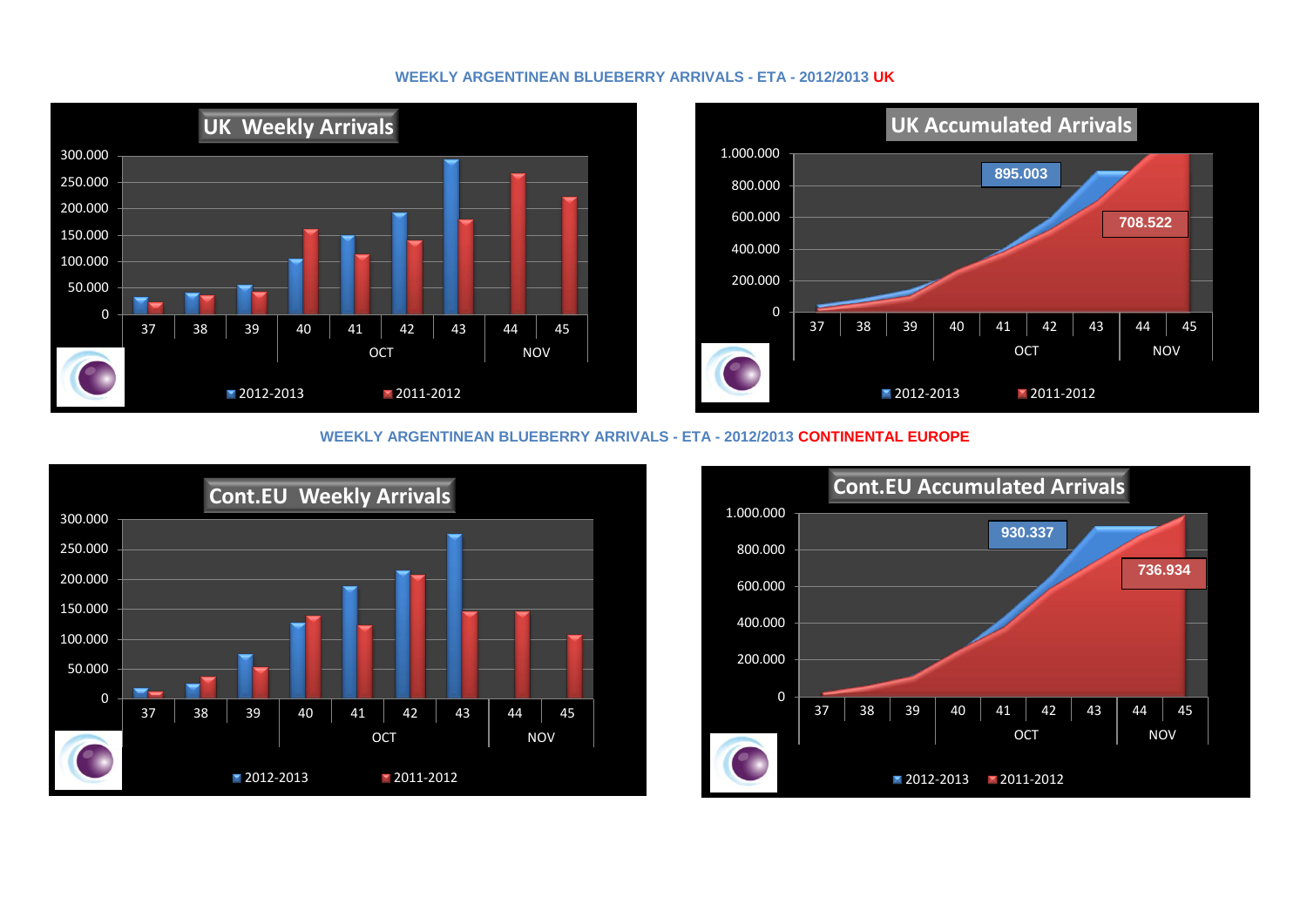## WEEKLY ARGENTINEAN BLUEBERRY ARRIVALS - ETA - 2012/2013 UK

**UK Weekly Arrivals**

300.000
250.000
200.000
150.000
100.000
50.000
0

37 38 39 40 41 42 43 44 45

OCT NOV

2012-2013 2011-2012

**UK Accumulated Arrivals**

1.000.000
800.000
600.000
400.000
200.000
0

895.003

708.522

37 38 39 40 41 42 43 44 45

OCT NOV

2012-2013 2011-2012

## WEEKLY ARGENTINEAN BLUEBERRY ARRIVALS - ETA - 2012/2013 CONTINENTAL EUROPE

**Cont.EU Weekly Arrivals**

300.000
250.000
200.000
150.000
100.000
50.000
0

37 38 39 40 41 42 43 44 45

OCT NOV

2012-2013 2011-2012

**Cont.EU Accumulated Arrivals**

1.000.000
800.000
600.000
400.000
200.000
0

930.337

736.934

37 38 39 40 41 42 43 44 45

OCT NOV

2012-2013 2011-2012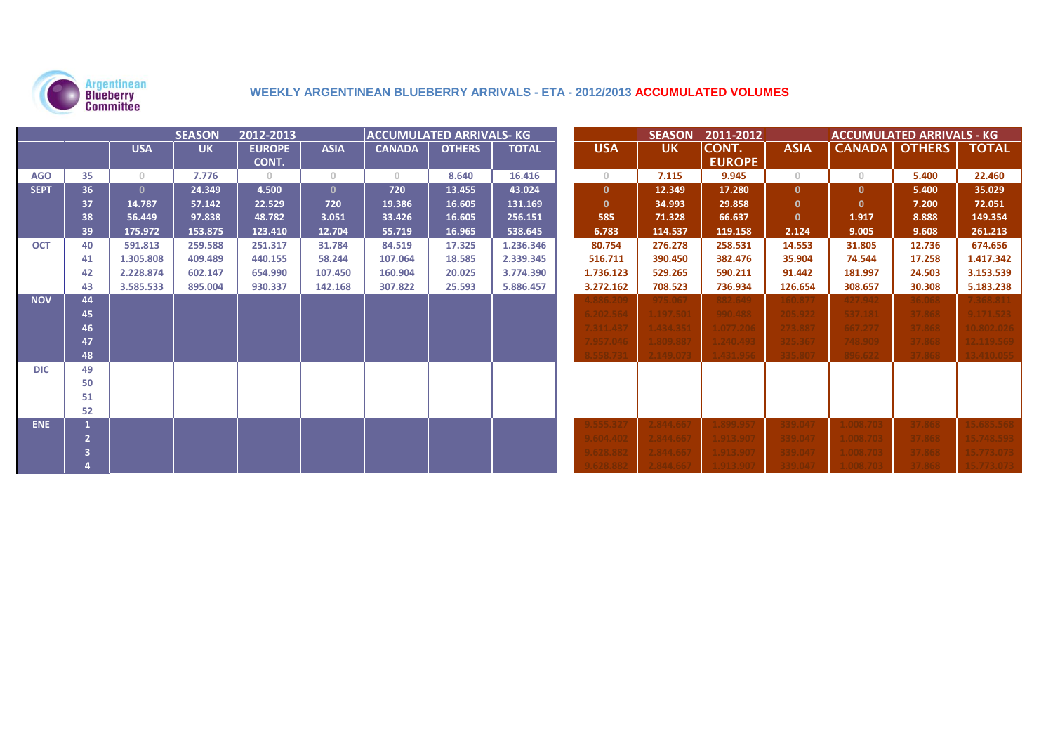Argentinean Blueberry Committee

## WEEKLY ARGENTINEAN BLUEBERRY ARRIVALS - ETA - 2012/2013 ACCUMULATED VOLUMES

| | | SEASON 2012-2013 | | | | ACCUMULATED ARRIVALS- KG | | | SEASON 2011-2012 | | | | ACCUMULATED ARRIVALS - KG | | |
|---|---|---|---|---|---|---|---|---|---|---|---|---|---|---|---|
| | | USA | UK | EUROPE CONT. | ASIA | CANADA | OTHERS | TOTAL | USA | UK | CONT. EUROPE | ASIA | CANADA | OTHERS | TOTAL |
| AGO | 35 | 0 | 7.776 | 0 | 0 | 0 | 8.640 | 16.416 | 0 | 7.115 | 9.945 | 0 | 0 | 5.400 | 22.460 |
| SEPT | 36 | 0 | 24.349 | 4.500 | 0 | 720 | 13.455 | 43.024 | 0 | 12.349 | 17.280 | 0 | 0 | 5.400 | 35.029 |
| | 37 | 14.787 | 57.142 | 22.529 | 720 | 19.386 | 16.605 | 131.169 | 0 | 34.993 | 29.858 | 0 | 0 | 7.200 | 72.051 |
| | 38 | 56.449 | 97.838 | 48.782 | 3.051 | 33.426 | 16.605 | 256.151 | 585 | 71.328 | 66.637 | 0 | 1.917 | 8.888 | 149.354 |
| | 39 | 175.972 | 153.875 | 123.410 | 12.704 | 55.719 | 16.965 | 538.645 | 6.783 | 114.537 | 119.158 | 2.124 | 9.005 | 9.608 | 261.213 |
| OCT | 40 | 591.813 | 259.588 | 251.317 | 31.784 | 84.519 | 17.325 | 1.236.346 | 80.754 | 276.278 | 258.531 | 14.553 | 31.805 | 12.736 | 674.656 |
| | 41 | 1.305.808 | 409.489 | 440.155 | 58.244 | 107.064 | 18.585 | 2.339.345 | 516.711 | 390.450 | 382.476 | 35.904 | 74.544 | 17.258 | 1.417.342 |
| | 42 | 2.228.874 | 602.147 | 654.990 | 107.450 | 160.904 | 20.025 | 3.774.390 | 1.736.123 | 529.265 | 590.211 | 91.442 | 181.997 | 24.503 | 3.153.539 |
| | 43 | 3.585.533 | 895.004 | 930.337 | 142.168 | 307.822 | 25.593 | 5.886.457 | 3.272.162 | 708.523 | 736.934 | 126.654 | 308.657 | 30.308 | 5.183.238 |
| NOV | 44 | | | | | | | | 4.886.209 | 975.067 | 882.649 | 160.877 | 427.942 | 36.068 | 7.368.811 |
| | 45 | | | | | | | | 6.202.564 | 1.197.501 | 990.488 | 205.922 | 537.181 | 37.868 | 9.171.523 |
| | 46 | | | | | | | | 7.311.437 | 1.434.351 | 1.077.206 | 273.887 | 667.277 | 37.868 | 10.802.026 |
| | 47 | | | | | | | | 7.957.046 | 1.809.887 | 1.240.493 | 325.367 | 748.909 | 37.868 | 12.119.569 |
| | 48 | | | | | | | | 8.558.731 | 2.149.073 | 1.431.956 | 335.807 | 896.622 | 37.868 | 13.410.055 |
| DIC | 49 | | | | | | | | | | | | | | |
| | 50 | | | | | | | | | | | | | | |
| | 51 | | | | | | | | | | | | | | |
| | 52 | | | | | | | | | | | | | | |
| ENE | 1 | | | | | | | | 9.555.327 | 2.844.667 | 1.899.957 | 339.047 | 1.008.703 | 37.868 | 15.685.568 |
| | 2 | | | | | | | | 9.604.402 | 2.844.667 | 1.913.907 | 339.047 | 1.008.703 | 37.868 | 15.748.593 |
| | 3 | | | | | | | | 9.628.882 | 2.844.667 | 1.913.907 | 339.047 | 1.008.703 | 37.868 | 15.773.073 |
| | 4 | | | | | | | | 9.628.882 | 2.844.667 | 1.913.907 | 339.047 | 1.008.703 | 37.868 | 15.773.073 |